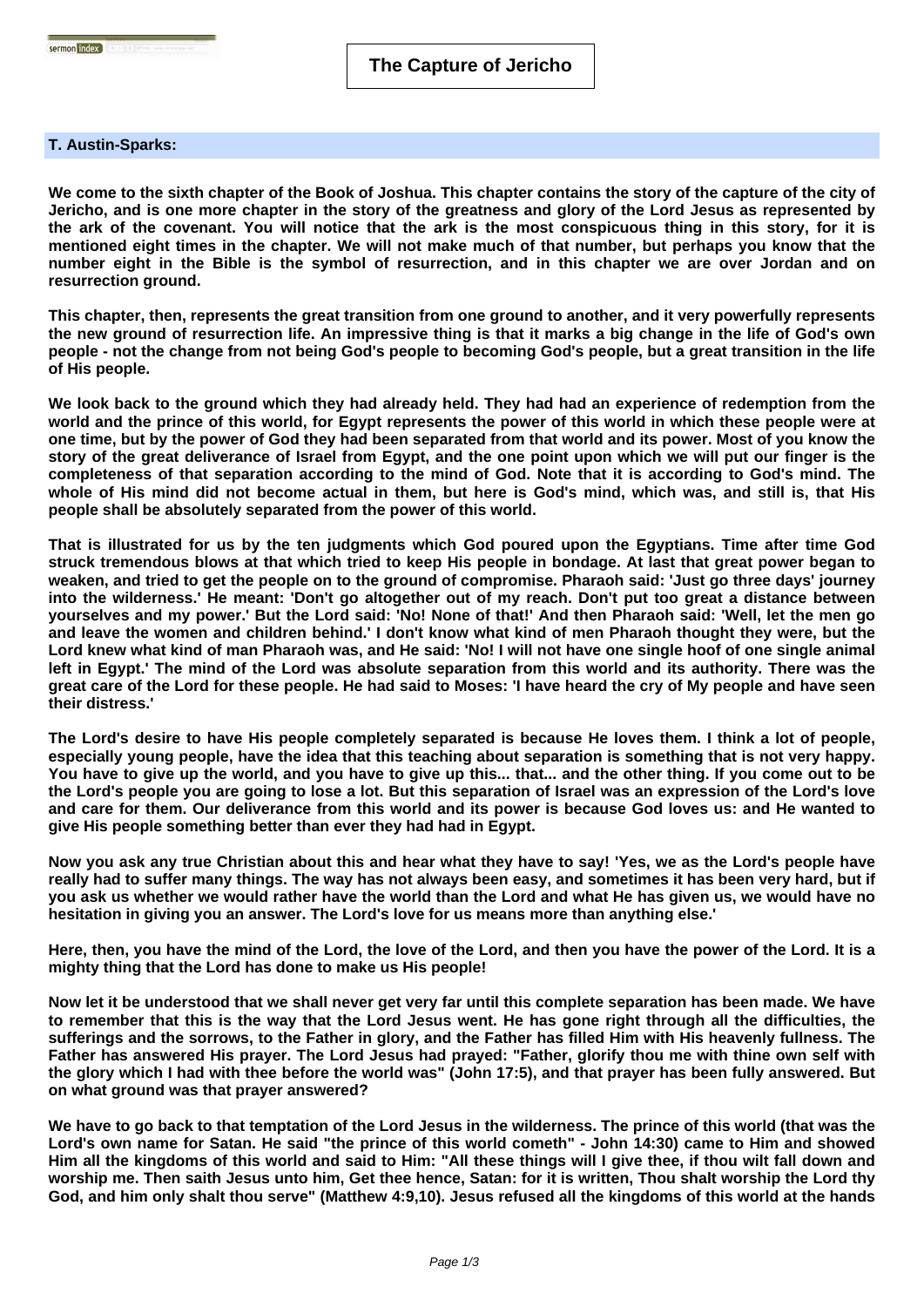# The Capture of Jericho

**T. Austin-Sparks:**

**We come to the sixth chapter of the Book of Joshua. This chapter contains the story of the capture of the city of Jericho, and is one more chapter in the story of the greatness and glory of the Lord Jesus as represented by the ark of the covenant. You will notice that the ark is the most conspicuous thing in this story, for it is mentioned eight times in the chapter. We will not make much of that number, but perhaps you know that the number eight in the Bible is the symbol of resurrection, and in this chapter we are over Jordan and on resurrection ground.**

**This chapter, then, represents the great transition from one ground to another, and it very powerfully represents the new ground of resurrection life. An impressive thing is that it marks a big change in the life of God's own people - not the change from not being God's people to becoming God's people, but a great transition in the life of His people.**

**We look back to the ground which they had already held. They had had an experience of redemption from the world and the prince of this world, for Egypt represents the power of this world in which these people were at one time, but by the power of God they had been separated from that world and its power. Most of you know the story of the great deliverance of Israel from Egypt, and the one point upon which we will put our finger is the completeness of that separation according to the mind of God. Note that it is according to God's mind. The whole of His mind did not become actual in them, but here is God's mind, which was, and still is, that His people shall be absolutely separated from the power of this world.**

**That is illustrated for us by the ten judgments which God poured upon the Egyptians. Time after time God struck tremendous blows at that which tried to keep His people in bondage. At last that great power began to weaken, and tried to get the people on to the ground of compromise. Pharaoh said: 'Just go three days' journey into the wilderness.' He meant: 'Don't go altogether out of my reach. Don't put too great a distance between yourselves and my power.' But the Lord said: 'No! None of that!' And then Pharaoh said: 'Well, let the men go and leave the women and children behind.' I don't know what kind of men Pharaoh thought they were, but the Lord knew what kind of man Pharaoh was, and He said: 'No! I will not have one single hoof of one single animal left in Egypt.' The mind of the Lord was absolute separation from this world and its authority. There was the great care of the Lord for these people. He had said to Moses: 'I have heard the cry of My people and have seen their distress.'**

**The Lord's desire to have His people completely separated is because He loves them. I think a lot of people, especially young people, have the idea that this teaching about separation is something that is not very happy. You have to give up the world, and you have to give up this... that... and the other thing. If you come out to be the Lord's people you are going to lose a lot. But this separation of Israel was an expression of the Lord's love and care for them. Our deliverance from this world and its power is because God loves us: and He wanted to give His people something better than ever they had had in Egypt.**

**Now you ask any true Christian about this and hear what they have to say! 'Yes, we as the Lord's people have really had to suffer many things. The way has not always been easy, and sometimes it has been very hard, but if you ask us whether we would rather have the world than the Lord and what He has given us, we would have no hesitation in giving you an answer. The Lord's love for us means more than anything else.'**

**Here, then, you have the mind of the Lord, the love of the Lord, and then you have the power of the Lord. It is a mighty thing that the Lord has done to make us His people!**

**Now let it be understood that we shall never get very far until this complete separation has been made. We have to remember that this is the way that the Lord Jesus went. He has gone right through all the difficulties, the sufferings and the sorrows, to the Father in glory, and the Father has filled Him with His heavenly fullness. The Father has answered His prayer. The Lord Jesus had prayed: "Father, glorify thou me with thine own self with the glory which I had with thee before the world was" (John 17:5), and that prayer has been fully answered. But on what ground was that prayer answered?**

**We have to go back to that temptation of the Lord Jesus in the wilderness. The prince of this world (that was the Lord's own name for Satan. He said "the prince of this world cometh" - John 14:30) came to Him and showed Him all the kingdoms of this world and said to Him: "All these things will I give thee, if thou wilt fall down and worship me. Then saith Jesus unto him, Get thee hence, Satan: for it is written, Thou shalt worship the Lord thy God, and him only shalt thou serve" (Matthew 4:9,10). Jesus refused all the kingdoms of this world at the hands**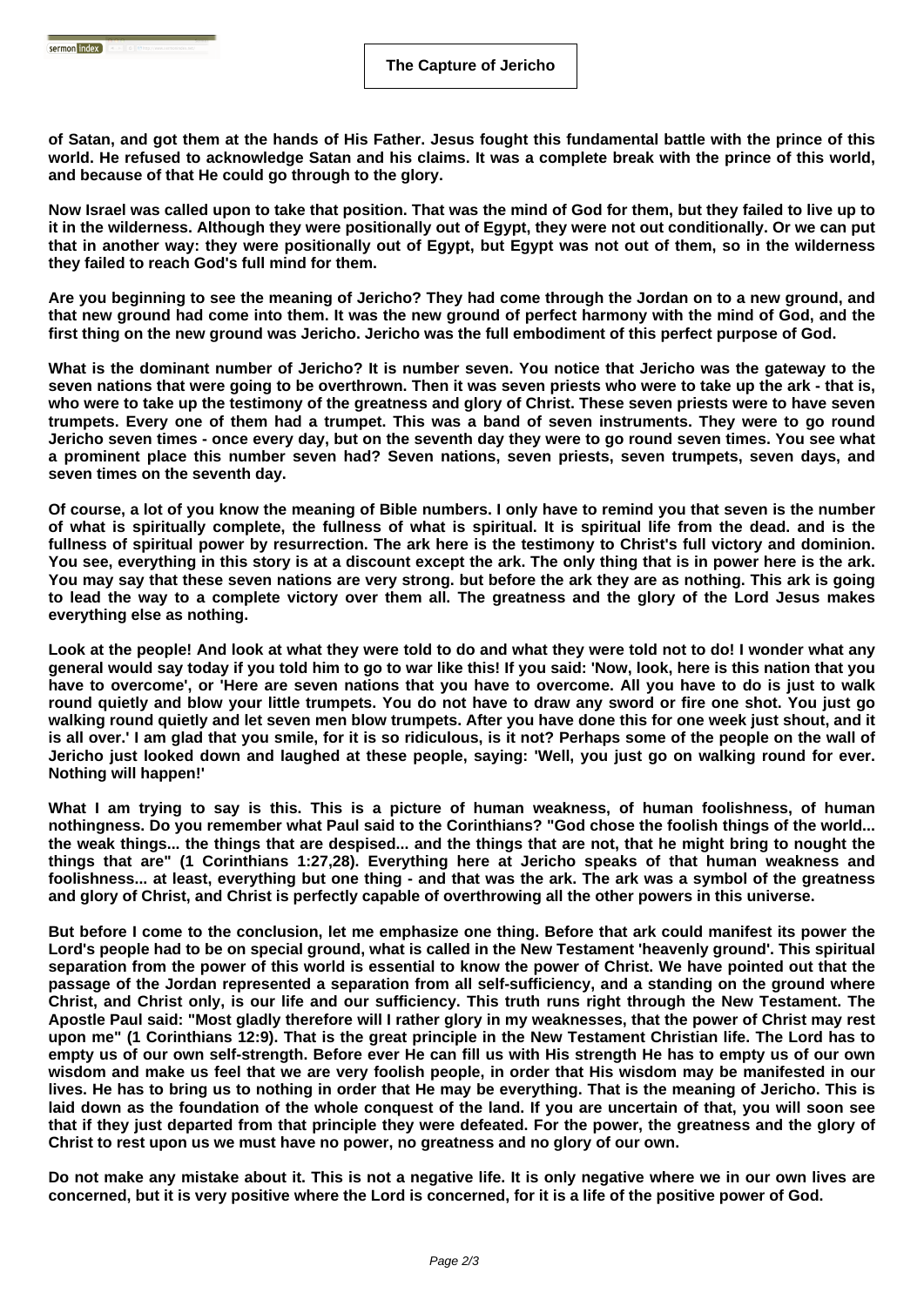of Satan, and got them at the hands of His Father. Jesus fought this fundamental battle with the prince of this world. He refused to acknowledge Satan and his claims. It was a complete break with the prince of this world, and because of that He could go through to the glory.

Now Israel was called upon to take that position. That was the mind of God for them, but they failed to live up to it in the wilderness. Although they were positionally out of Egypt, they were not out conditionally. Or we can put that in another way: they were positionally out of Egypt, but Egypt was not out of them, so in the wilderness they failed to reach God's full mind for them.

Are you beginning to see the meaning of Jericho? They had come through the Jordan on to a new ground, and that new ground had come into them. It was the new ground of perfect harmony with the mind of God, and the first thing on the new ground was Jericho. Jericho was the full embodiment of this perfect purpose of God.

What is the dominant number of Jericho? It is number seven. You notice that Jericho was the gateway to the seven nations that were going to be overthrown. Then it was seven priests who were to take up the ark - that is, who were to take up the testimony of the greatness and glory of Christ. These seven priests were to have seven trumpets. Every one of them had a trumpet. This was a band of seven instruments. They were to go round Jericho seven times - once every day, but on the seventh day they were to go round seven times. You see what a prominent place this number seven had? Seven nations, seven priests, seven trumpets, seven days, and seven times on the seventh day.

Of course, a lot of you know the meaning of Bible numbers. I only have to remind you that seven is the number of what is spiritually complete, the fullness of what is spiritual. It is spiritual life from the dead. and is the fullness of spiritual power by resurrection. The ark here is the testimony to Christ's full victory and dominion. You see, everything in this story is at a discount except the ark. The only thing that is in power here is the ark. You may say that these seven nations are very strong. but before the ark they are as nothing. This ark is going to lead the way to a complete victory over them all. The greatness and the glory of the Lord Jesus makes everything else as nothing.

Look at the people! And look at what they were told to do and what they were told not to do! I wonder what any general would say today if you told him to go to war like this! If you said: 'Now, look, here is this nation that you have to overcome', or 'Here are seven nations that you have to overcome. All you have to do is just to walk round quietly and blow your little trumpets. You do not have to draw any sword or fire one shot. You just go walking round quietly and let seven men blow trumpets. After you have done this for one week just shout, and it is all over.' I am glad that you smile, for it is so ridiculous, is it not? Perhaps some of the people on the wall of Jericho just looked down and laughed at these people, saying: 'Well, you just go on walking round for ever. Nothing will happen!'

What I am trying to say is this. This is a picture of human weakness, of human foolishness, of human nothingness. Do you remember what Paul said to the Corinthians? "God chose the foolish things of the world... the weak things... the things that are despised... and the things that are not, that he might bring to nought the things that are" (1 Corinthians 1:27,28). Everything here at Jericho speaks of that human weakness and foolishness... at least, everything but one thing - and that was the ark. The ark was a symbol of the greatness and glory of Christ, and Christ is perfectly capable of overthrowing all the other powers in this universe.

But before I come to the conclusion, let me emphasize one thing. Before that ark could manifest its power the Lord's people had to be on special ground, what is called in the New Testament 'heavenly ground'. This spiritual separation from the power of this world is essential to know the power of Christ. We have pointed out that the passage of the Jordan represented a separation from all self-sufficiency, and a standing on the ground where Christ, and Christ only, is our life and our sufficiency. This truth runs right through the New Testament. The Apostle Paul said: "Most gladly therefore will I rather glory in my weaknesses, that the power of Christ may rest upon me" (1 Corinthians 12:9). That is the great principle in the New Testament Christian life. The Lord has to empty us of our own self-strength. Before ever He can fill us with His strength He has to empty us of our own wisdom and make us feel that we are very foolish people, in order that His wisdom may be manifested in our lives. He has to bring us to nothing in order that He may be everything. That is the meaning of Jericho. This is laid down as the foundation of the whole conquest of the land. If you are uncertain of that, you will soon see that if they just departed from that principle they were defeated. For the power, the greatness and the glory of Christ to rest upon us we must have no power, no greatness and no glory of our own.

Do not make any mistake about it. This is not a negative life. It is only negative where we in our own lives are concerned, but it is very positive where the Lord is concerned, for it is a life of the positive power of God.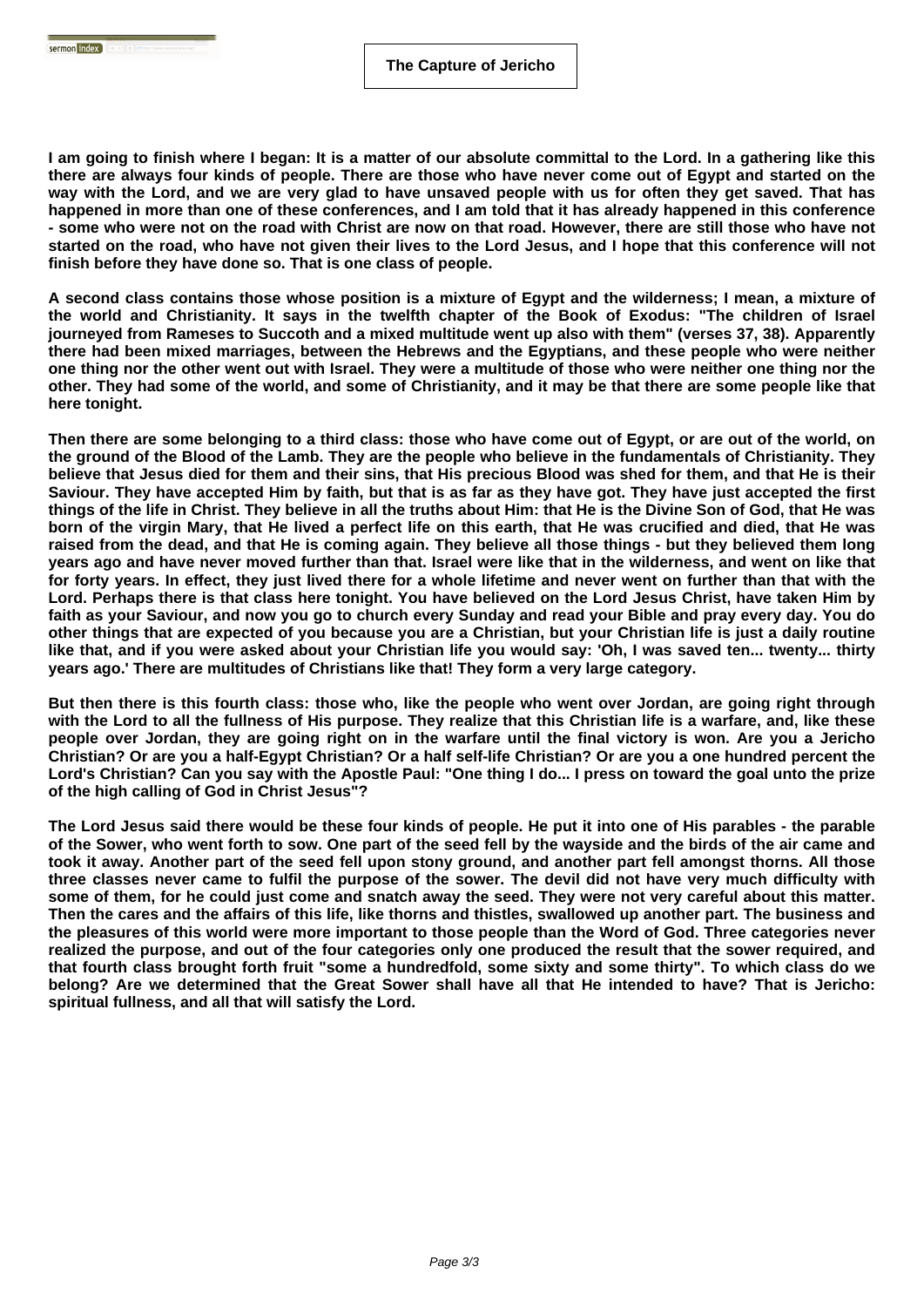I am going to finish where I began: It is a matter of our absolute committal to the Lord. In a gathering like this there are always four kinds of people. There are those who have never come out of Egypt and started on the way with the Lord, and we are very glad to have unsaved people with us for often they get saved. That has happened in more than one of these conferences, and I am told that it has already happened in this conference - some who were not on the road with Christ are now on that road. However, there are still those who have not started on the road, who have not given their lives to the Lord Jesus, and I hope that this conference will not finish before they have done so. That is one class of people.

A second class contains those whose position is a mixture of Egypt and the wilderness; I mean, a mixture of the world and Christianity. It says in the twelfth chapter of the Book of Exodus: "The children of Israel journeyed from Rameses to Succoth and a mixed multitude went up also with them" (verses 37, 38). Apparently there had been mixed marriages, between the Hebrews and the Egyptians, and these people who were neither one thing nor the other went out with Israel. They were a multitude of those who were neither one thing nor the other. They had some of the world, and some of Christianity, and it may be that there are some people like that here tonight.

Then there are some belonging to a third class: those who have come out of Egypt, or are out of the world, on the ground of the Blood of the Lamb. They are the people who believe in the fundamentals of Christianity. They believe that Jesus died for them and their sins, that His precious Blood was shed for them, and that He is their Saviour. They have accepted Him by faith, but that is as far as they have got. They have just accepted the first things of the life in Christ. They believe in all the truths about Him: that He is the Divine Son of God, that He was born of the virgin Mary, that He lived a perfect life on this earth, that He was crucified and died, that He was raised from the dead, and that He is coming again. They believe all those things - but they believed them long years ago and have never moved further than that. Israel were like that in the wilderness, and went on like that for forty years. In effect, they just lived there for a whole lifetime and never went on further than that with the Lord. Perhaps there is that class here tonight. You have believed on the Lord Jesus Christ, have taken Him by faith as your Saviour, and now you go to church every Sunday and read your Bible and pray every day. You do other things that are expected of you because you are a Christian, but your Christian life is just a daily routine like that, and if you were asked about your Christian life you would say: 'Oh, I was saved ten... twenty... thirty years ago.' There are multitudes of Christians like that! They form a very large category.

But then there is this fourth class: those who, like the people who went over Jordan, are going right through with the Lord to all the fullness of His purpose. They realize that this Christian life is a warfare, and, like these people over Jordan, they are going right on in the warfare until the final victory is won. Are you a Jericho Christian? Or are you a half-Egypt Christian? Or a half self-life Christian? Or are you a one hundred percent the Lord's Christian? Can you say with the Apostle Paul: "One thing I do... I press on toward the goal unto the prize of the high calling of God in Christ Jesus"?

The Lord Jesus said there would be these four kinds of people. He put it into one of His parables - the parable of the Sower, who went forth to sow. One part of the seed fell by the wayside and the birds of the air came and took it away. Another part of the seed fell upon stony ground, and another part fell amongst thorns. All those three classes never came to fulfil the purpose of the sower. The devil did not have very much difficulty with some of them, for he could just come and snatch away the seed. They were not very careful about this matter. Then the cares and the affairs of this life, like thorns and thistles, swallowed up another part. The business and the pleasures of this world were more important to those people than the Word of God. Three categories never realized the purpose, and out of the four categories only one produced the result that the sower required, and that fourth class brought forth fruit "some a hundredfold, some sixty and some thirty". To which class do we belong? Are we determined that the Great Sower shall have all that He intended to have? That is Jericho: spiritual fullness, and all that will satisfy the Lord.